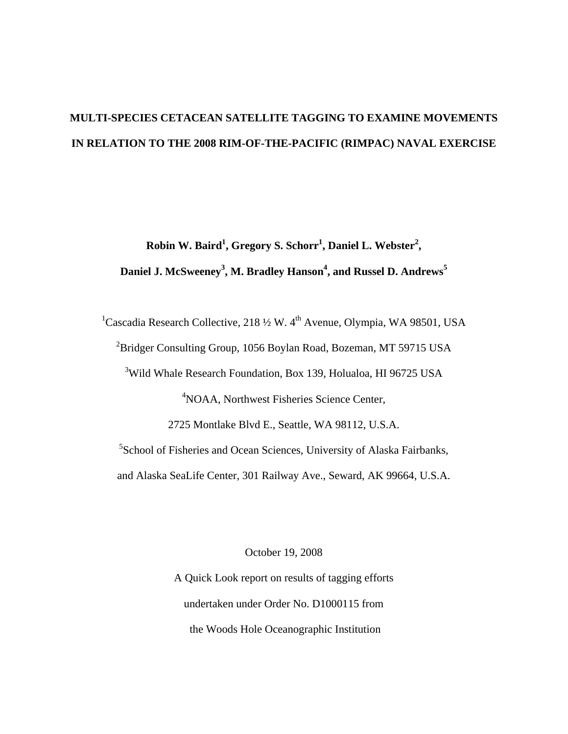# MULTI-SPECIES CETACEAN SATELLITE TAGGING TO EXAMINE MOVEMENTS IN RELATION TO THE 2008 RIM-OF-THE-PACIFIC (RIMPAC) NAVAL EXERCISE

**Robin W. Baird[1], Gregory S. Schorr[1], Daniel L. Webster[2], Daniel J. McSweeney[3], M. Bradley Hanson[4], and Russel D. Andrews[5]**

[1]Cascadia Research Collective, 218 ½ W. 4th Avenue, Olympia, WA 98501, USA

[2]Bridger Consulting Group, 1056 Boylan Road, Bozeman, MT 59715 USA

[3]Wild Whale Research Foundation, Box 139, Holualoa, HI 96725 USA

[4]NOAA, Northwest Fisheries Science Center, 2725 Montlake Blvd E., Seattle, WA 98112, U.S.A.

[5]School of Fisheries and Ocean Sciences, University of Alaska Fairbanks, and Alaska SeaLife Center, 301 Railway Ave., Seward, AK 99664, U.S.A.

October 19, 2008

A Quick Look report on results of tagging efforts undertaken under Order No. D1000115 from the Woods Hole Oceanographic Institution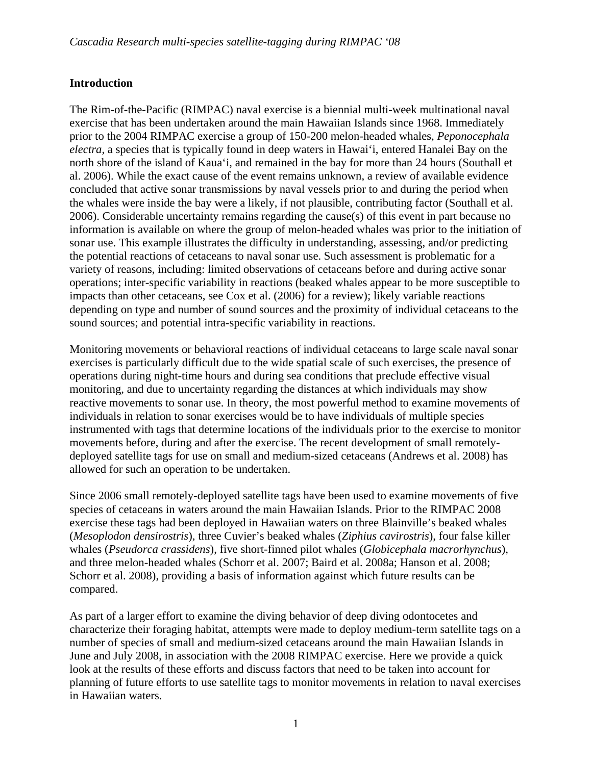## Introduction

The Rim-of-the-Pacific (RIMPAC) naval exercise is a biennial multi-week multinational naval exercise that has been undertaken around the main Hawaiian Islands since 1968. Immediately prior to the 2004 RIMPAC exercise a group of 150-200 melon-headed whales, *Peponocephala electra*, a species that is typically found in deep waters in Hawai‘i, entered Hanalei Bay on the north shore of the island of Kaua‘i, and remained in the bay for more than 24 hours (Southall et al. 2006). While the exact cause of the event remains unknown, a review of available evidence concluded that active sonar transmissions by naval vessels prior to and during the period when the whales were inside the bay were a likely, if not plausible, contributing factor (Southall et al. 2006). Considerable uncertainty remains regarding the cause(s) of this event in part because no information is available on where the group of melon-headed whales was prior to the initiation of sonar use. This example illustrates the difficulty in understanding, assessing, and/or predicting the potential reactions of cetaceans to naval sonar use. Such assessment is problematic for a variety of reasons, including: limited observations of cetaceans before and during active sonar operations; inter-specific variability in reactions (beaked whales appear to be more susceptible to impacts than other cetaceans, see Cox et al. (2006) for a review); likely variable reactions depending on type and number of sound sources and the proximity of individual cetaceans to the sound sources; and potential intra-specific variability in reactions.

Monitoring movements or behavioral reactions of individual cetaceans to large scale naval sonar exercises is particularly difficult due to the wide spatial scale of such exercises, the presence of operations during night-time hours and during sea conditions that preclude effective visual monitoring, and due to uncertainty regarding the distances at which individuals may show reactive movements to sonar use. In theory, the most powerful method to examine movements of individuals in relation to sonar exercises would be to have individuals of multiple species instrumented with tags that determine locations of the individuals prior to the exercise to monitor movements before, during and after the exercise. The recent development of small remotely-deployed satellite tags for use on small and medium-sized cetaceans (Andrews et al. 2008) has allowed for such an operation to be undertaken.

Since 2006 small remotely-deployed satellite tags have been used to examine movements of five species of cetaceans in waters around the main Hawaiian Islands. Prior to the RIMPAC 2008 exercise these tags had been deployed in Hawaiian waters on three Blainville’s beaked whales (*Mesoplodon densirostris*), three Cuvier’s beaked whales (*Ziphius cavirostris*), four false killer whales (*Pseudorca crassidens*), five short-finned pilot whales (*Globicephala macrorhynchus*), and three melon-headed whales (Schorr et al. 2007; Baird et al. 2008a; Hanson et al. 2008; Schorr et al. 2008), providing a basis of information against which future results can be compared.

As part of a larger effort to examine the diving behavior of deep diving odontocetes and characterize their foraging habitat, attempts were made to deploy medium-term satellite tags on a number of species of small and medium-sized cetaceans around the main Hawaiian Islands in June and July 2008, in association with the 2008 RIMPAC exercise. Here we provide a quick look at the results of these efforts and discuss factors that need to be taken into account for planning of future efforts to use satellite tags to monitor movements in relation to naval exercises in Hawaiian waters.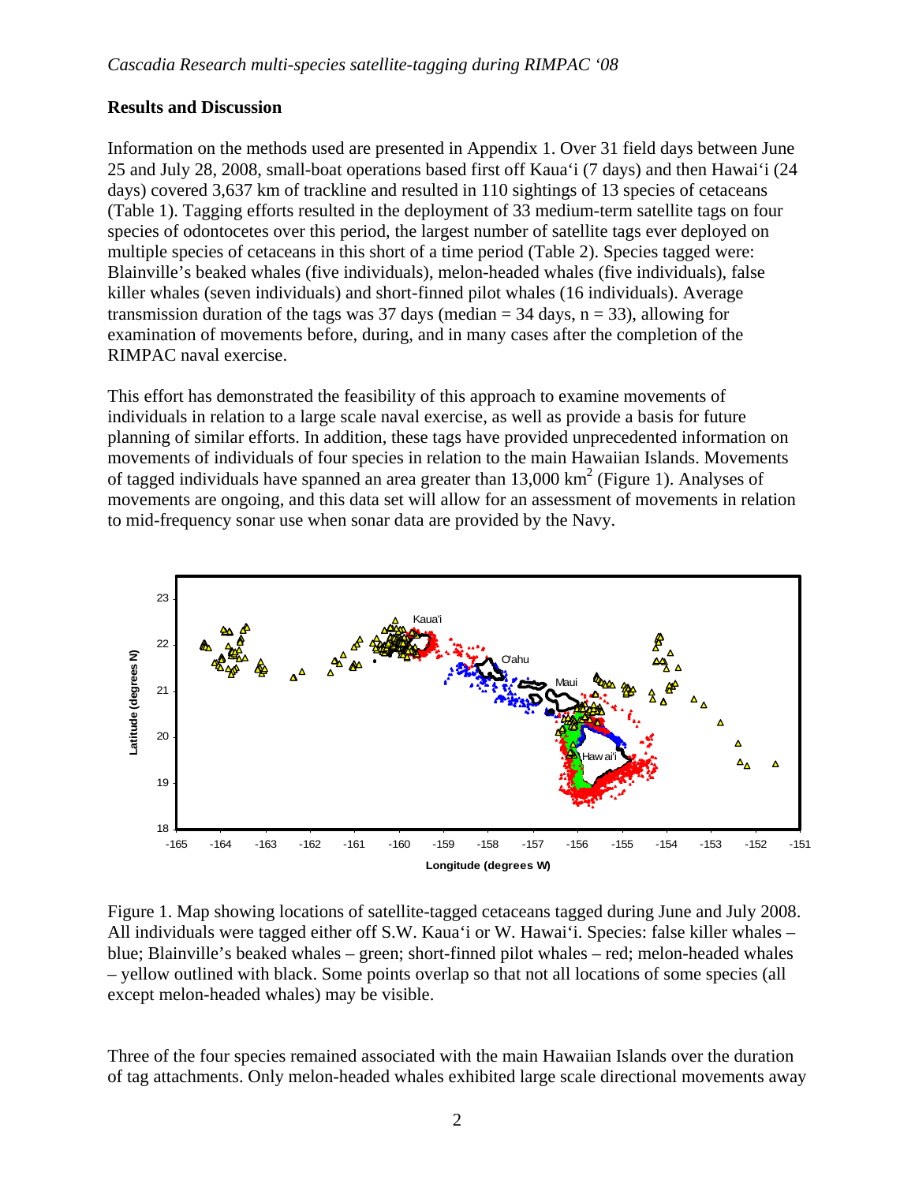## Results and Discussion

Information on the methods used are presented in Appendix 1. Over 31 field days between June 25 and July 28, 2008, small-boat operations based first off Kaua'i (7 days) and then Hawai'i (24 days) covered 3,637 km of trackline and resulted in 110 sightings of 13 species of cetaceans (Table 1). Tagging efforts resulted in the deployment of 33 medium-term satellite tags on four species of odontocetes over this period, the largest number of satellite tags ever deployed on multiple species of cetaceans in this short of a time period (Table 2). Species tagged were: Blainville's beaked whales (five individuals), melon-headed whales (five individuals), false killer whales (seven individuals) and short-finned pilot whales (16 individuals). Average transmission duration of the tags was 37 days (median = 34 days, n = 33), allowing for examination of movements before, during, and in many cases after the completion of the RIMPAC naval exercise.

This effort has demonstrated the feasibility of this approach to examine movements of individuals in relation to a large scale naval exercise, as well as provide a basis for future planning of similar efforts. In addition, these tags have provided unprecedented information on movements of individuals of four species in relation to the main Hawaiian Islands. Movements of tagged individuals have spanned an area greater than 13,000 km$^2$ (Figure 1). Analyses of movements are ongoing, and this data set will allow for an assessment of movements in relation to mid-frequency sonar use when sonar data are provided by the Navy.

Figure 1. Map showing locations of satellite-tagged cetaceans tagged during June and July 2008. All individuals were tagged either off S.W. Kaua'i or W. Hawai'i. Species: false killer whales – blue; Blainville's beaked whales – green; short-finned pilot whales – red; melon-headed whales – yellow outlined with black. Some points overlap so that not all locations of some species (all except melon-headed whales) may be visible.

Three of the four species remained associated with the main Hawaiian Islands over the duration of tag attachments. Only melon-headed whales exhibited large scale directional movements away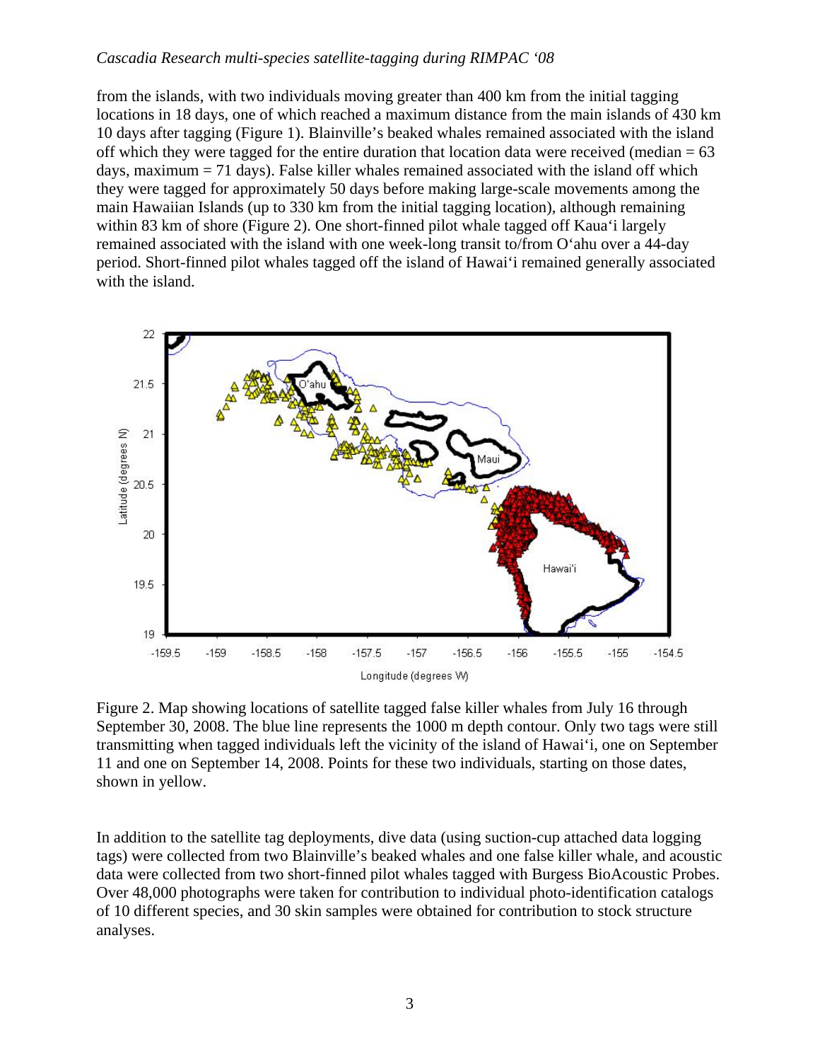from the islands, with two individuals moving greater than 400 km from the initial tagging locations in 18 days, one of which reached a maximum distance from the main islands of 430 km 10 days after tagging (Figure 1). Blainville's beaked whales remained associated with the island off which they were tagged for the entire duration that location data were received (median = 63 days, maximum = 71 days). False killer whales remained associated with the island off which they were tagged for approximately 50 days before making large-scale movements among the main Hawaiian Islands (up to 330 km from the initial tagging location), although remaining within 83 km of shore (Figure 2). One short-finned pilot whale tagged off Kaua'i largely remained associated with the island with one week-long transit to/from O'ahu over a 44-day period. Short-finned pilot whales tagged off the island of Hawai'i remained generally associated with the island.

Figure 2. Map showing locations of satellite tagged false killer whales from July 16 through September 30, 2008. The blue line represents the 1000 m depth contour. Only two tags were still transmitting when tagged individuals left the vicinity of the island of Hawai'i, one on September 11 and one on September 14, 2008. Points for these two individuals, starting on those dates, shown in yellow.

In addition to the satellite tag deployments, dive data (using suction-cup attached data logging tags) were collected from two Blainville's beaked whales and one false killer whale, and acoustic data were collected from two short-finned pilot whales tagged with Burgess BioAcoustic Probes. Over 48,000 photographs were taken for contribution to individual photo-identification catalogs of 10 different species, and 30 skin samples were obtained for contribution to stock structure analyses.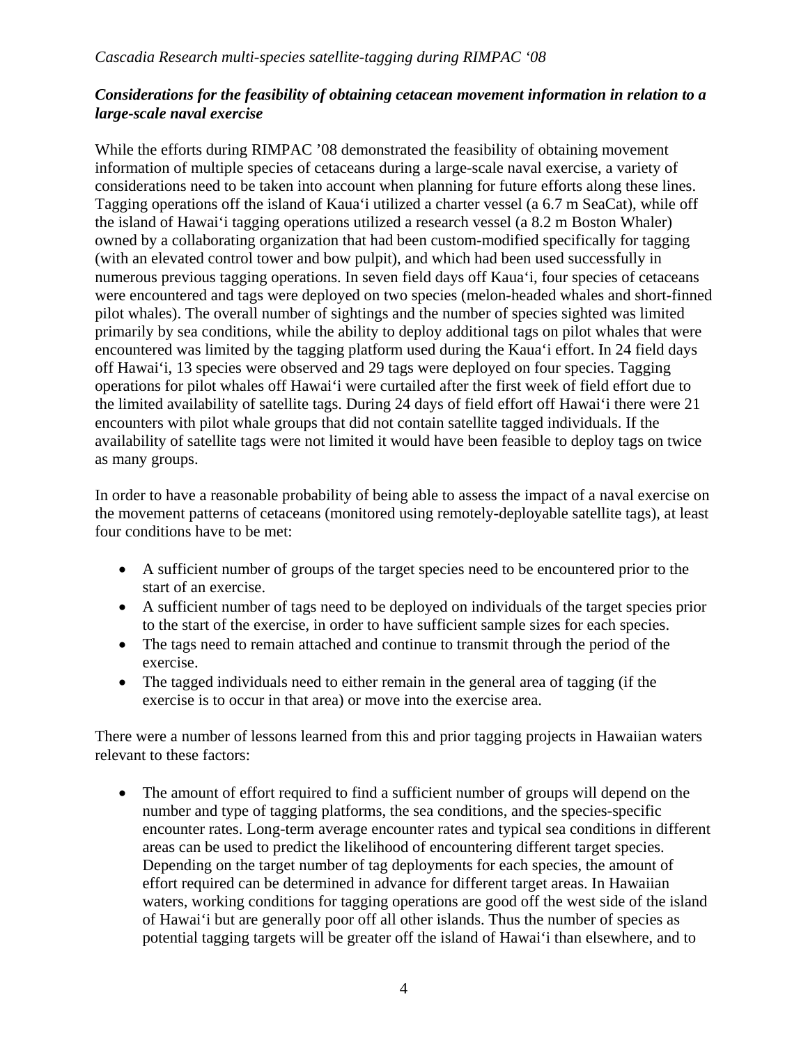*Considerations for the feasibility of obtaining cetacean movement information in relation to a large-scale naval exercise*

While the efforts during RIMPAC '08 demonstrated the feasibility of obtaining movement information of multiple species of cetaceans during a large-scale naval exercise, a variety of considerations need to be taken into account when planning for future efforts along these lines. Tagging operations off the island of Kaua'i utilized a charter vessel (a 6.7 m SeaCat), while off the island of Hawai'i tagging operations utilized a research vessel (a 8.2 m Boston Whaler) owned by a collaborating organization that had been custom-modified specifically for tagging (with an elevated control tower and bow pulpit), and which had been used successfully in numerous previous tagging operations. In seven field days off Kaua'i, four species of cetaceans were encountered and tags were deployed on two species (melon-headed whales and short-finned pilot whales). The overall number of sightings and the number of species sighted was limited primarily by sea conditions, while the ability to deploy additional tags on pilot whales that were encountered was limited by the tagging platform used during the Kaua'i effort. In 24 field days off Hawai'i, 13 species were observed and 29 tags were deployed on four species. Tagging operations for pilot whales off Hawai'i were curtailed after the first week of field effort due to the limited availability of satellite tags. During 24 days of field effort off Hawai'i there were 21 encounters with pilot whale groups that did not contain satellite tagged individuals. If the availability of satellite tags were not limited it would have been feasible to deploy tags on twice as many groups.

In order to have a reasonable probability of being able to assess the impact of a naval exercise on the movement patterns of cetaceans (monitored using remotely-deployable satellite tags), at least four conditions have to be met:

- A sufficient number of groups of the target species need to be encountered prior to the start of an exercise.
- A sufficient number of tags need to be deployed on individuals of the target species prior to the start of the exercise, in order to have sufficient sample sizes for each species.
- The tags need to remain attached and continue to transmit through the period of the exercise.
- The tagged individuals need to either remain in the general area of tagging (if the exercise is to occur in that area) or move into the exercise area.

There were a number of lessons learned from this and prior tagging projects in Hawaiian waters relevant to these factors:

- The amount of effort required to find a sufficient number of groups will depend on the number and type of tagging platforms, the sea conditions, and the species-specific encounter rates. Long-term average encounter rates and typical sea conditions in different areas can be used to predict the likelihood of encountering different target species. Depending on the target number of tag deployments for each species, the amount of effort required can be determined in advance for different target areas. In Hawaiian waters, working conditions for tagging operations are good off the west side of the island of Hawai'i but are generally poor off all other islands. Thus the number of species as potential tagging targets will be greater off the island of Hawai'i than elsewhere, and to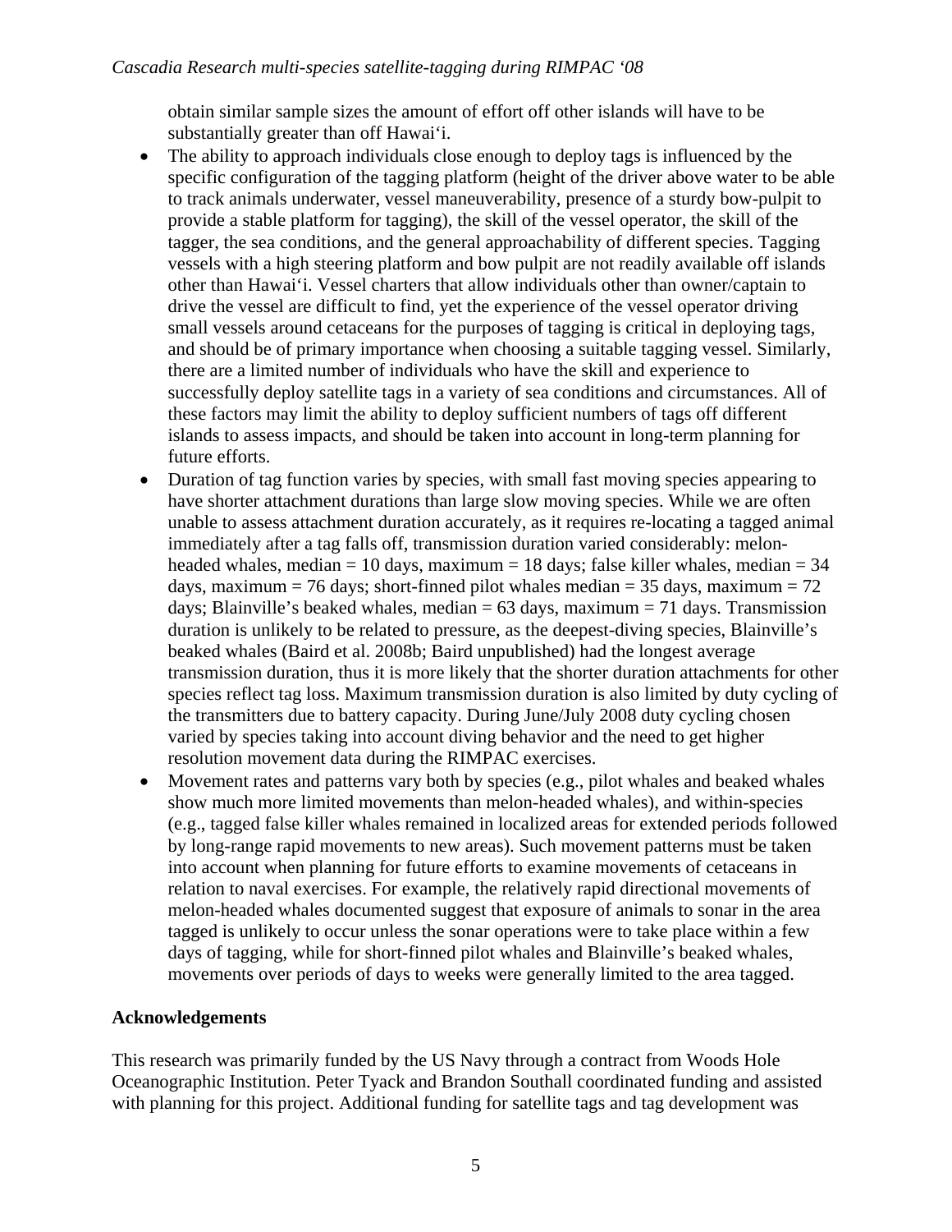obtain similar sample sizes the amount of effort off other islands will have to be substantially greater than off Hawai'i.

- The ability to approach individuals close enough to deploy tags is influenced by the specific configuration of the tagging platform (height of the driver above water to be able to track animals underwater, vessel maneuverability, presence of a sturdy bow-pulpit to provide a stable platform for tagging), the skill of the vessel operator, the skill of the tagger, the sea conditions, and the general approachability of different species. Tagging vessels with a high steering platform and bow pulpit are not readily available off islands other than Hawai'i. Vessel charters that allow individuals other than owner/captain to drive the vessel are difficult to find, yet the experience of the vessel operator driving small vessels around cetaceans for the purposes of tagging is critical in deploying tags, and should be of primary importance when choosing a suitable tagging vessel. Similarly, there are a limited number of individuals who have the skill and experience to successfully deploy satellite tags in a variety of sea conditions and circumstances. All of these factors may limit the ability to deploy sufficient numbers of tags off different islands to assess impacts, and should be taken into account in long-term planning for future efforts.
- Duration of tag function varies by species, with small fast moving species appearing to have shorter attachment durations than large slow moving species. While we are often unable to assess attachment duration accurately, as it requires re-locating a tagged animal immediately after a tag falls off, transmission duration varied considerably: melon-headed whales, median = 10 days, maximum = 18 days; false killer whales, median = 34 days, maximum = 76 days; short-finned pilot whales median = 35 days, maximum = 72 days; Blainville's beaked whales, median = 63 days, maximum = 71 days. Transmission duration is unlikely to be related to pressure, as the deepest-diving species, Blainville's beaked whales (Baird et al. 2008b; Baird unpublished) had the longest average transmission duration, thus it is more likely that the shorter duration attachments for other species reflect tag loss. Maximum transmission duration is also limited by duty cycling of the transmitters due to battery capacity. During June/July 2008 duty cycling chosen varied by species taking into account diving behavior and the need to get higher resolution movement data during the RIMPAC exercises.
- Movement rates and patterns vary both by species (e.g., pilot whales and beaked whales show much more limited movements than melon-headed whales), and within-species (e.g., tagged false killer whales remained in localized areas for extended periods followed by long-range rapid movements to new areas). Such movement patterns must be taken into account when planning for future efforts to examine movements of cetaceans in relation to naval exercises. For example, the relatively rapid directional movements of melon-headed whales documented suggest that exposure of animals to sonar in the area tagged is unlikely to occur unless the sonar operations were to take place within a few days of tagging, while for short-finned pilot whales and Blainville's beaked whales, movements over periods of days to weeks were generally limited to the area tagged.

## Acknowledgements

This research was primarily funded by the US Navy through a contract from Woods Hole Oceanographic Institution. Peter Tyack and Brandon Southall coordinated funding and assisted with planning for this project. Additional funding for satellite tags and tag development was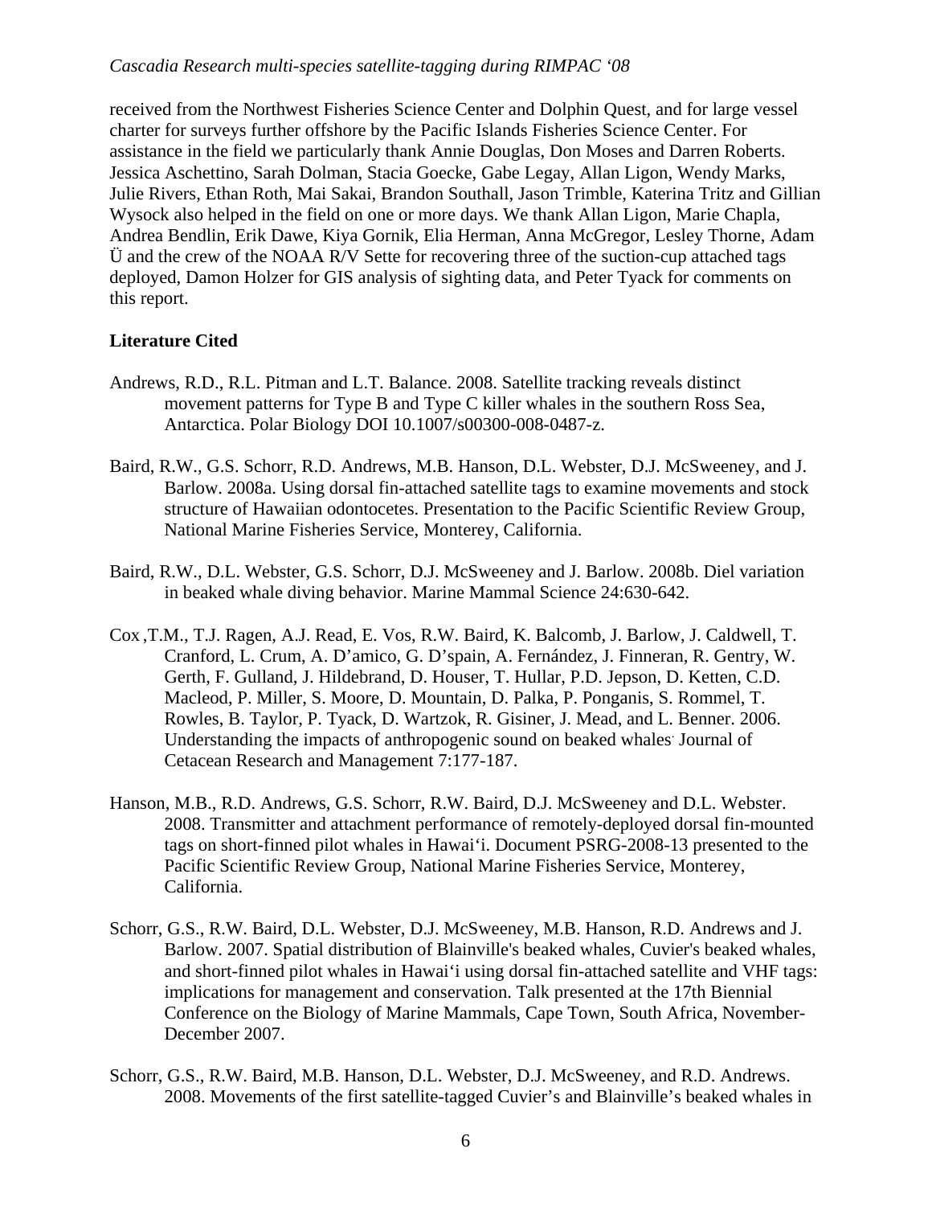received from the Northwest Fisheries Science Center and Dolphin Quest, and for large vessel charter for surveys further offshore by the Pacific Islands Fisheries Science Center. For assistance in the field we particularly thank Annie Douglas, Don Moses and Darren Roberts. Jessica Aschettino, Sarah Dolman, Stacia Goecke, Gabe Legay, Allan Ligon, Wendy Marks, Julie Rivers, Ethan Roth, Mai Sakai, Brandon Southall, Jason Trimble, Katerina Tritz and Gillian Wysock also helped in the field on one or more days. We thank Allan Ligon, Marie Chapla, Andrea Bendlin, Erik Dawe, Kiya Gornik, Elia Herman, Anna McGregor, Lesley Thorne, Adam Ü and the crew of the NOAA R/V Sette for recovering three of the suction-cup attached tags deployed, Damon Holzer for GIS analysis of sighting data, and Peter Tyack for comments on this report.

## Literature Cited

Andrews, R.D., R.L. Pitman and L.T. Balance. 2008. Satellite tracking reveals distinct movement patterns for Type B and Type C killer whales in the southern Ross Sea, Antarctica. Polar Biology DOI 10.1007/s00300-008-0487-z.

Baird, R.W., G.S. Schorr, R.D. Andrews, M.B. Hanson, D.L. Webster, D.J. McSweeney, and J. Barlow. 2008a. Using dorsal fin-attached satellite tags to examine movements and stock structure of Hawaiian odontocetes. Presentation to the Pacific Scientific Review Group, National Marine Fisheries Service, Monterey, California.

Baird, R.W., D.L. Webster, G.S. Schorr, D.J. McSweeney and J. Barlow. 2008b. Diel variation in beaked whale diving behavior. Marine Mammal Science 24:630-642.

Cox ,T.M., T.J. Ragen, A.J. Read, E. Vos, R.W. Baird, K. Balcomb, J. Barlow, J. Caldwell, T. Cranford, L. Crum, A. D'amico, G. D'spain, A. Fernández, J. Finneran, R. Gentry, W. Gerth, F. Gulland, J. Hildebrand, D. Houser, T. Hullar, P.D. Jepson, D. Ketten, C.D. Macleod, P. Miller, S. Moore, D. Mountain, D. Palka, P. Ponganis, S. Rommel, T. Rowles, B. Taylor, P. Tyack, D. Wartzok, R. Gisiner, J. Mead, and L. Benner. 2006. Understanding the impacts of anthropogenic sound on beaked whales. Journal of Cetacean Research and Management 7:177-187.

Hanson, M.B., R.D. Andrews, G.S. Schorr, R.W. Baird, D.J. McSweeney and D.L. Webster. 2008. Transmitter and attachment performance of remotely-deployed dorsal fin-mounted tags on short-finned pilot whales in Hawai'i. Document PSRG-2008-13 presented to the Pacific Scientific Review Group, National Marine Fisheries Service, Monterey, California.

Schorr, G.S., R.W. Baird, D.L. Webster, D.J. McSweeney, M.B. Hanson, R.D. Andrews and J. Barlow. 2007. Spatial distribution of Blainville's beaked whales, Cuvier's beaked whales, and short-finned pilot whales in Hawai'i using dorsal fin-attached satellite and VHF tags: implications for management and conservation. Talk presented at the 17th Biennial Conference on the Biology of Marine Mammals, Cape Town, South Africa, November-December 2007.

Schorr, G.S., R.W. Baird, M.B. Hanson, D.L. Webster, D.J. McSweeney, and R.D. Andrews. 2008. Movements of the first satellite-tagged Cuvier's and Blainville's beaked whales in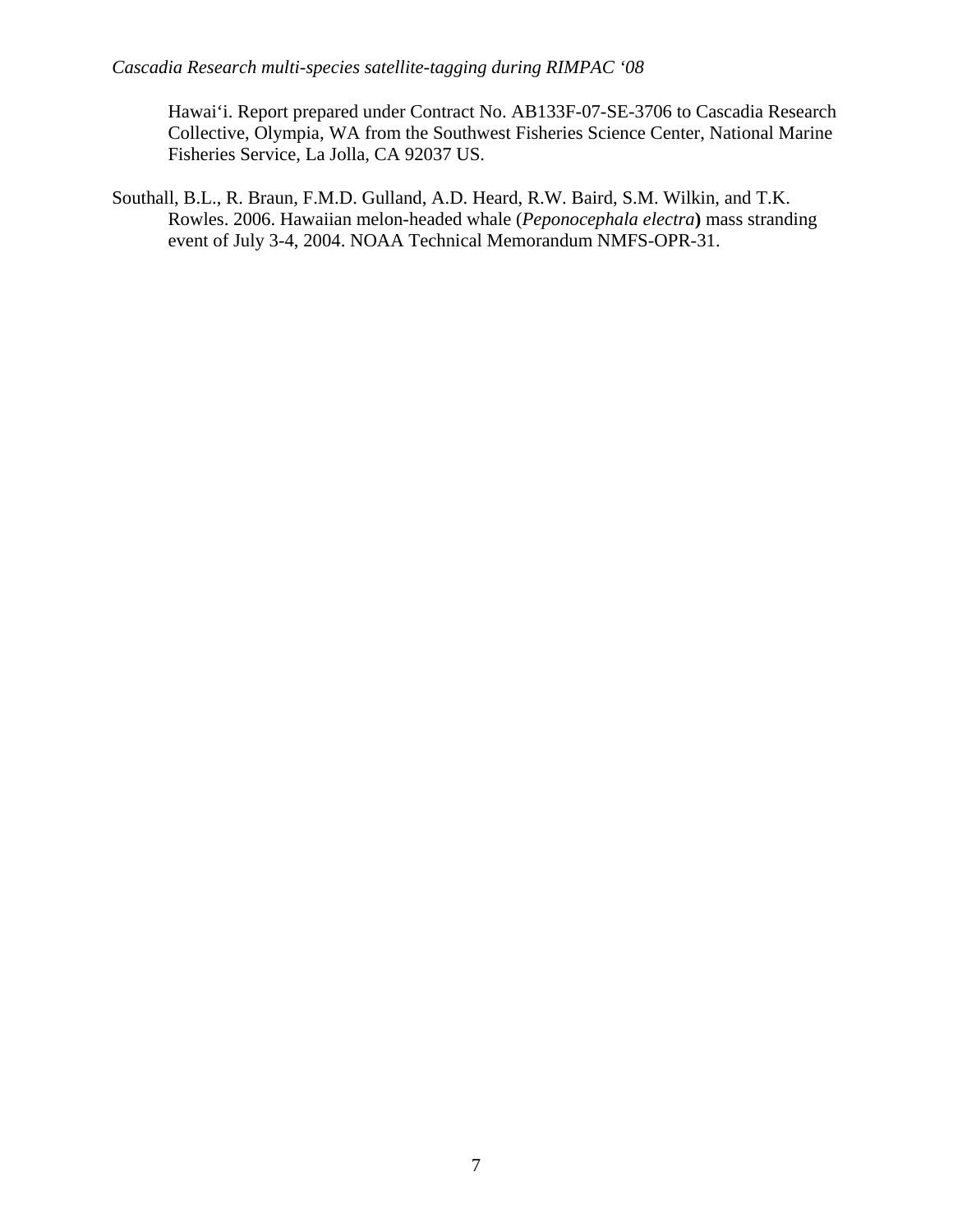Hawai'i. Report prepared under Contract No. AB133F-07-SE-3706 to Cascadia Research Collective, Olympia, WA from the Southwest Fisheries Science Center, National Marine Fisheries Service, La Jolla, CA 92037 US.

Southall, B.L., R. Braun, F.M.D. Gulland, A.D. Heard, R.W. Baird, S.M. Wilkin, and T.K. Rowles. 2006. Hawaiian melon-headed whale (*Peponocephala electra*) mass stranding event of July 3-4, 2004. NOAA Technical Memorandum NMFS-OPR-31.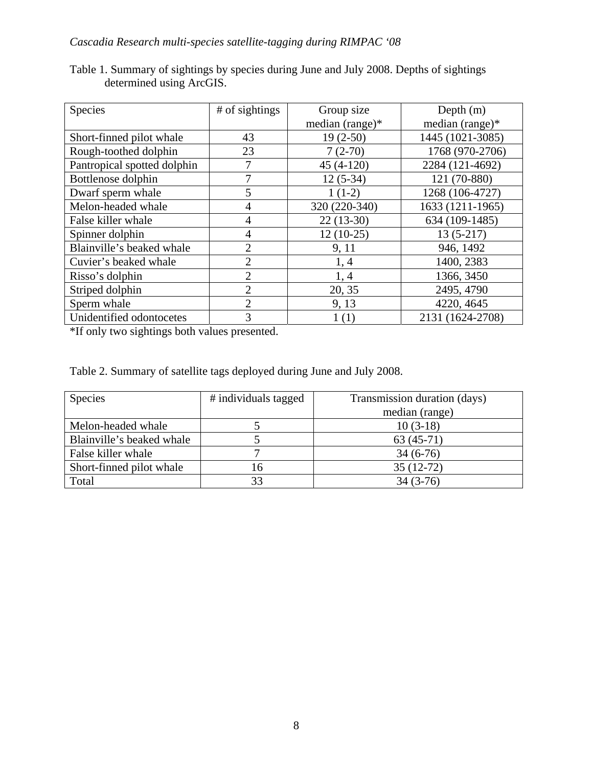Table 1. Summary of sightings by species during June and July 2008. Depths of sightings determined using ArcGIS.

| Species | # of sightings | Group size median (range)* | Depth (m) median (range)* |
|---|---|---|---|
| Short-finned pilot whale | 43 | 19 (2-50) | 1445 (1021-3085) |
| Rough-toothed dolphin | 23 | 7 (2-70) | 1768 (970-2706) |
| Pantropical spotted dolphin | 7 | 45 (4-120) | 2284 (121-4692) |
| Bottlenose dolphin | 7 | 12 (5-34) | 121 (70-880) |
| Dwarf sperm whale | 5 | 1 (1-2) | 1268 (106-4727) |
| Melon-headed whale | 4 | 320 (220-340) | 1633 (1211-1965) |
| False killer whale | 4 | 22 (13-30) | 634 (109-1485) |
| Spinner dolphin | 4 | 12 (10-25) | 13 (5-217) |
| Blainville's beaked whale | 2 | 9, 11 | 946, 1492 |
| Cuvier's beaked whale | 2 | 1, 4 | 1400, 2383 |
| Risso's dolphin | 2 | 1, 4 | 1366, 3450 |
| Striped dolphin | 2 | 20, 35 | 2495, 4790 |
| Sperm whale | 2 | 9, 13 | 4220, 4645 |
| Unidentified odontocetes | 3 | 1 (1) | 2131 (1624-2708) |

*If only two sightings both values presented.

Table 2. Summary of satellite tags deployed during June and July 2008.

| Species | # individuals tagged | Transmission duration (days) median (range) |
|---|---|---|
| Melon-headed whale | 5 | 10 (3-18) |
| Blainville's beaked whale | 5 | 63 (45-71) |
| False killer whale | 7 | 34 (6-76) |
| Short-finned pilot whale | 16 | 35 (12-72) |
| Total | 33 | 34 (3-76) |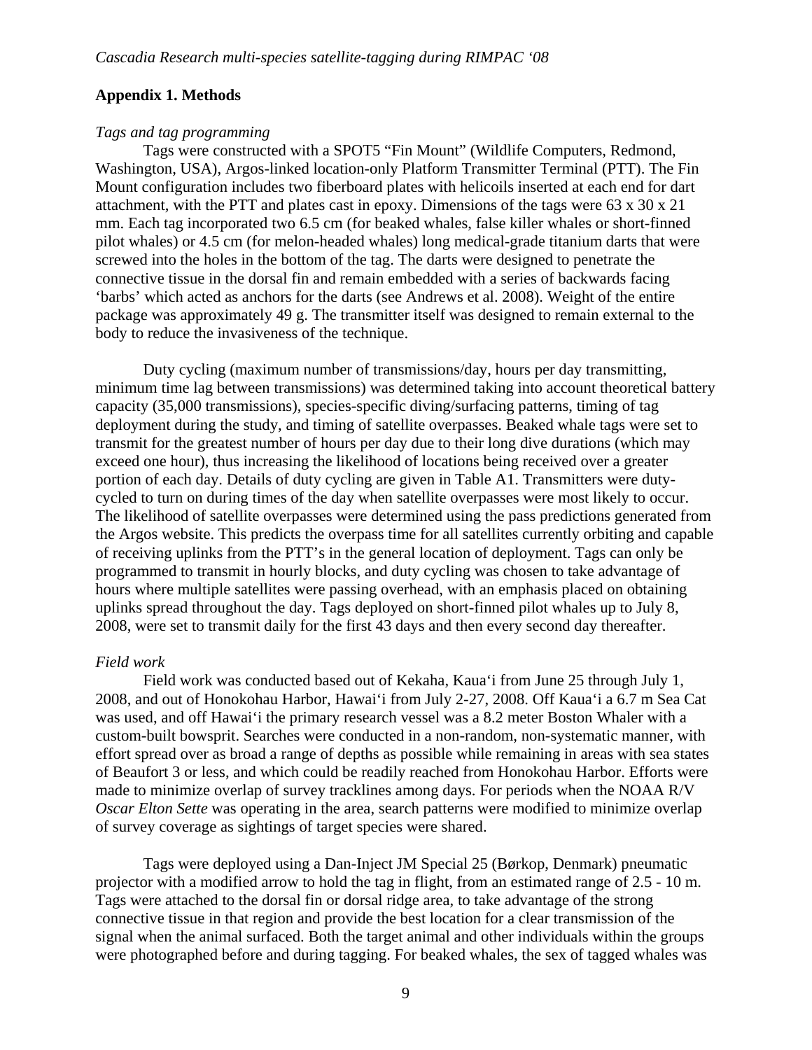## Appendix 1. Methods

*Tags and tag programming*

Tags were constructed with a SPOT5 "Fin Mount" (Wildlife Computers, Redmond, Washington, USA), Argos-linked location-only Platform Transmitter Terminal (PTT). The Fin Mount configuration includes two fiberboard plates with helicoils inserted at each end for dart attachment, with the PTT and plates cast in epoxy. Dimensions of the tags were 63 x 30 x 21 mm. Each tag incorporated two 6.5 cm (for beaked whales, false killer whales or short-finned pilot whales) or 4.5 cm (for melon-headed whales) long medical-grade titanium darts that were screwed into the holes in the bottom of the tag. The darts were designed to penetrate the connective tissue in the dorsal fin and remain embedded with a series of backwards facing 'barbs' which acted as anchors for the darts (see Andrews et al. 2008). Weight of the entire package was approximately 49 g. The transmitter itself was designed to remain external to the body to reduce the invasiveness of the technique.

Duty cycling (maximum number of transmissions/day, hours per day transmitting, minimum time lag between transmissions) was determined taking into account theoretical battery capacity (35,000 transmissions), species-specific diving/surfacing patterns, timing of tag deployment during the study, and timing of satellite overpasses. Beaked whale tags were set to transmit for the greatest number of hours per day due to their long dive durations (which may exceed one hour), thus increasing the likelihood of locations being received over a greater portion of each day. Details of duty cycling are given in Table A1. Transmitters were duty-cycled to turn on during times of the day when satellite overpasses were most likely to occur. The likelihood of satellite overpasses were determined using the pass predictions generated from the Argos website. This predicts the overpass time for all satellites currently orbiting and capable of receiving uplinks from the PTT's in the general location of deployment. Tags can only be programmed to transmit in hourly blocks, and duty cycling was chosen to take advantage of hours where multiple satellites were passing overhead, with an emphasis placed on obtaining uplinks spread throughout the day. Tags deployed on short-finned pilot whales up to July 8, 2008, were set to transmit daily for the first 43 days and then every second day thereafter.

*Field work*

Field work was conducted based out of Kekaha, Kaua'i from June 25 through July 1, 2008, and out of Honokohau Harbor, Hawai'i from July 2-27, 2008. Off Kaua'i a 6.7 m Sea Cat was used, and off Hawai'i the primary research vessel was a 8.2 meter Boston Whaler with a custom-built bowsprit. Searches were conducted in a non-random, non-systematic manner, with effort spread over as broad a range of depths as possible while remaining in areas with sea states of Beaufort 3 or less, and which could be readily reached from Honokohau Harbor. Efforts were made to minimize overlap of survey tracklines among days. For periods when the NOAA R/V *Oscar Elton Sette* was operating in the area, search patterns were modified to minimize overlap of survey coverage as sightings of target species were shared.

Tags were deployed using a Dan-Inject JM Special 25 (Børkop, Denmark) pneumatic projector with a modified arrow to hold the tag in flight, from an estimated range of 2.5 - 10 m. Tags were attached to the dorsal fin or dorsal ridge area, to take advantage of the strong connective tissue in that region and provide the best location for a clear transmission of the signal when the animal surfaced. Both the target animal and other individuals within the groups were photographed before and during tagging. For beaked whales, the sex of tagged whales was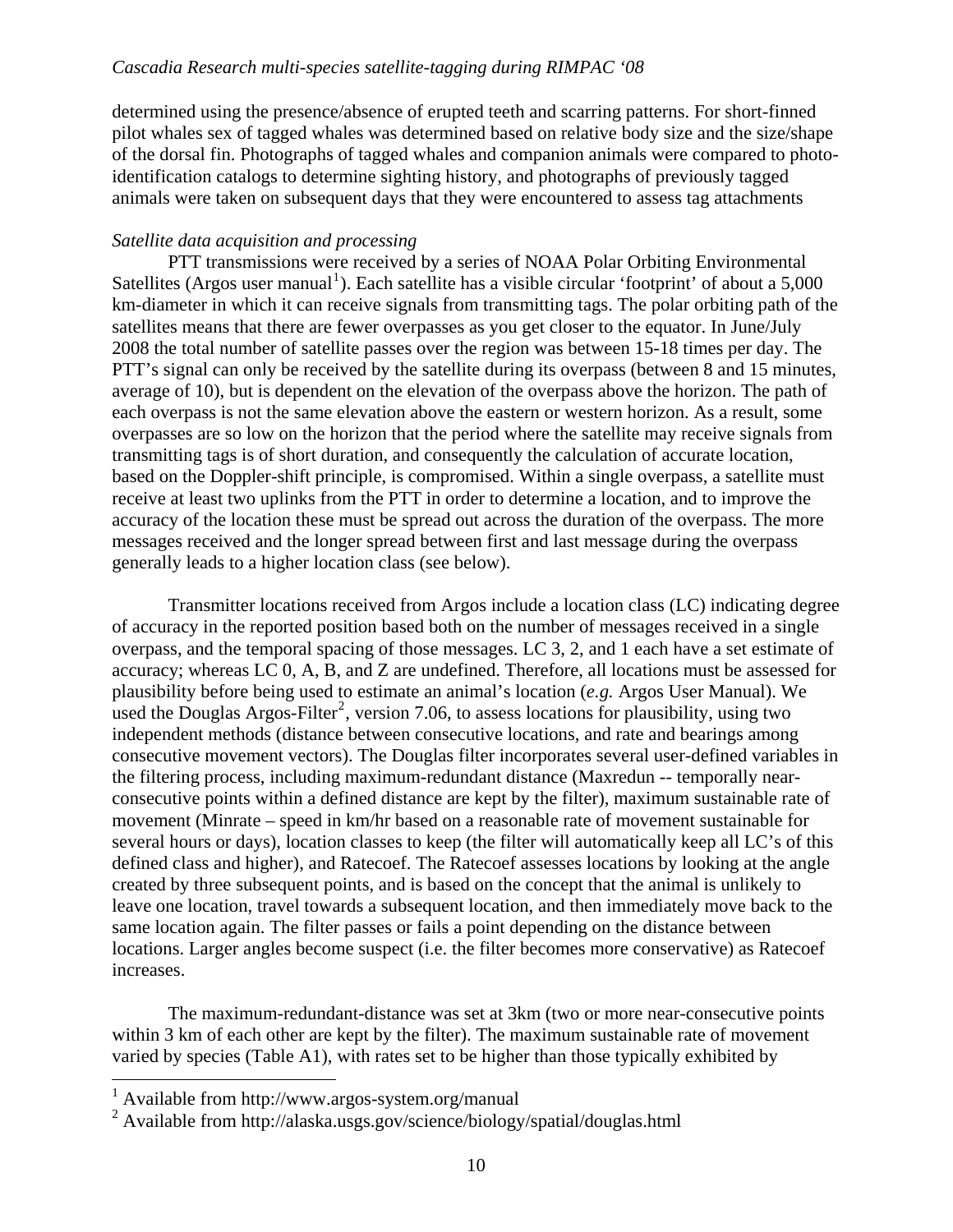determined using the presence/absence of erupted teeth and scarring patterns. For short-finned pilot whales sex of tagged whales was determined based on relative body size and the size/shape of the dorsal fin. Photographs of tagged whales and companion animals were compared to photo-identification catalogs to determine sighting history, and photographs of previously tagged animals were taken on subsequent days that they were encountered to assess tag attachments

*Satellite data acquisition and processing*

PTT transmissions were received by a series of NOAA Polar Orbiting Environmental Satellites (Argos user manual[1]). Each satellite has a visible circular 'footprint' of about a 5,000 km-diameter in which it can receive signals from transmitting tags. The polar orbiting path of the satellites means that there are fewer overpasses as you get closer to the equator. In June/July 2008 the total number of satellite passes over the region was between 15-18 times per day. The PTT's signal can only be received by the satellite during its overpass (between 8 and 15 minutes, average of 10), but is dependent on the elevation of the overpass above the horizon. The path of each overpass is not the same elevation above the eastern or western horizon. As a result, some overpasses are so low on the horizon that the period where the satellite may receive signals from transmitting tags is of short duration, and consequently the calculation of accurate location, based on the Doppler-shift principle, is compromised. Within a single overpass, a satellite must receive at least two uplinks from the PTT in order to determine a location, and to improve the accuracy of the location these must be spread out across the duration of the overpass. The more messages received and the longer spread between first and last message during the overpass generally leads to a higher location class (see below).

Transmitter locations received from Argos include a location class (LC) indicating degree of accuracy in the reported position based both on the number of messages received in a single overpass, and the temporal spacing of those messages. LC 3, 2, and 1 each have a set estimate of accuracy; whereas LC 0, A, B, and Z are undefined. Therefore, all locations must be assessed for plausibility before being used to estimate an animal's location (*e.g.* Argos User Manual). We used the Douglas Argos-Filter[2], version 7.06, to assess locations for plausibility, using two independent methods (distance between consecutive locations, and rate and bearings among consecutive movement vectors). The Douglas filter incorporates several user-defined variables in the filtering process, including maximum-redundant distance (Maxredun -- temporally near-consecutive points within a defined distance are kept by the filter), maximum sustainable rate of movement (Minrate – speed in km/hr based on a reasonable rate of movement sustainable for several hours or days), location classes to keep (the filter will automatically keep all LC's of this defined class and higher), and Ratecoef. The Ratecoef assesses locations by looking at the angle created by three subsequent points, and is based on the concept that the animal is unlikely to leave one location, travel towards a subsequent location, and then immediately move back to the same location again. The filter passes or fails a point depending on the distance between locations. Larger angles become suspect (i.e. the filter becomes more conservative) as Ratecoef increases.

The maximum-redundant-distance was set at 3km (two or more near-consecutive points within 3 km of each other are kept by the filter). The maximum sustainable rate of movement varied by species (Table A1), with rates set to be higher than those typically exhibited by

[1] Available from http://www.argos-system.org/manual

[2] Available from http://alaska.usgs.gov/science/biology/spatial/douglas.html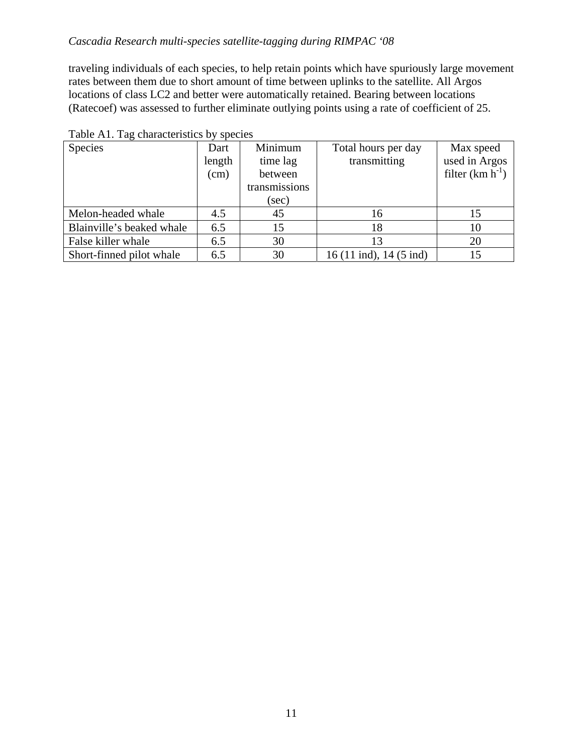traveling individuals of each species, to help retain points which have spuriously large movement rates between them due to short amount of time between uplinks to the satellite. All Argos locations of class LC2 and better were automatically retained. Bearing between locations (Ratecoef) was assessed to further eliminate outlying points using a rate of coefficient of 25.

Table A1. Tag characteristics by species

| Species | Dart length (cm) | Minimum time lag between transmissions (sec) | Total hours per day transmitting | Max speed used in Argos filter (km $h^{-1}$) |
| --- | --- | --- | --- | --- |
| Melon-headed whale | 4.5 | 45 | 16 | 15 |
| Blainville's beaked whale | 6.5 | 15 | 18 | 10 |
| False killer whale | 6.5 | 30 | 13 | 20 |
| Short-finned pilot whale | 6.5 | 30 | 16 (11 ind), 14 (5 ind) | 15 |